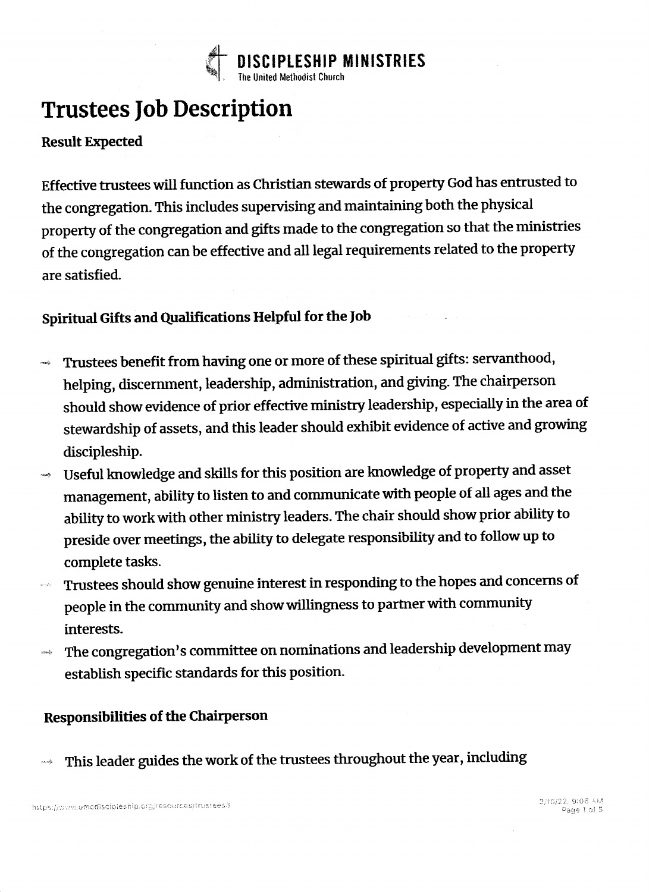**DISCIPLESHIP MINISTRIES**
The United Methodist Church

# Trustees Job Description

## Result Expected

Effective trustees will function as Christian stewards of property God has entrusted to the congregation. This includes supervising and maintaining both the physical property of the congregation and gifts made to the congregation so that the ministries of the congregation can be effective and all legal requirements related to the property are satisfied.

## Spiritual Gifts and Qualifications Helpful for the Job

- Trustees benefit from having one or more of these spiritual gifts: servanthood, helping, discernment, leadership, administration, and giving. The chairperson should show evidence of prior effective ministry leadership, especially in the area of stewardship of assets, and this leader should exhibit evidence of active and growing discipleship.
- Useful knowledge and skills for this position are knowledge of property and asset management, ability to listen to and communicate with people of all ages and the ability to work with other ministry leaders. The chair should show prior ability to preside over meetings, the ability to delegate responsibility and to follow up to complete tasks.
- Trustees should show genuine interest in responding to the hopes and concerns of people in the community and show willingness to partner with community interests.
- The congregation's committee on nominations and leadership development may establish specific standards for this position.

## Responsibilities of the Chairperson

- This leader guides the work of the trustees throughout the year, including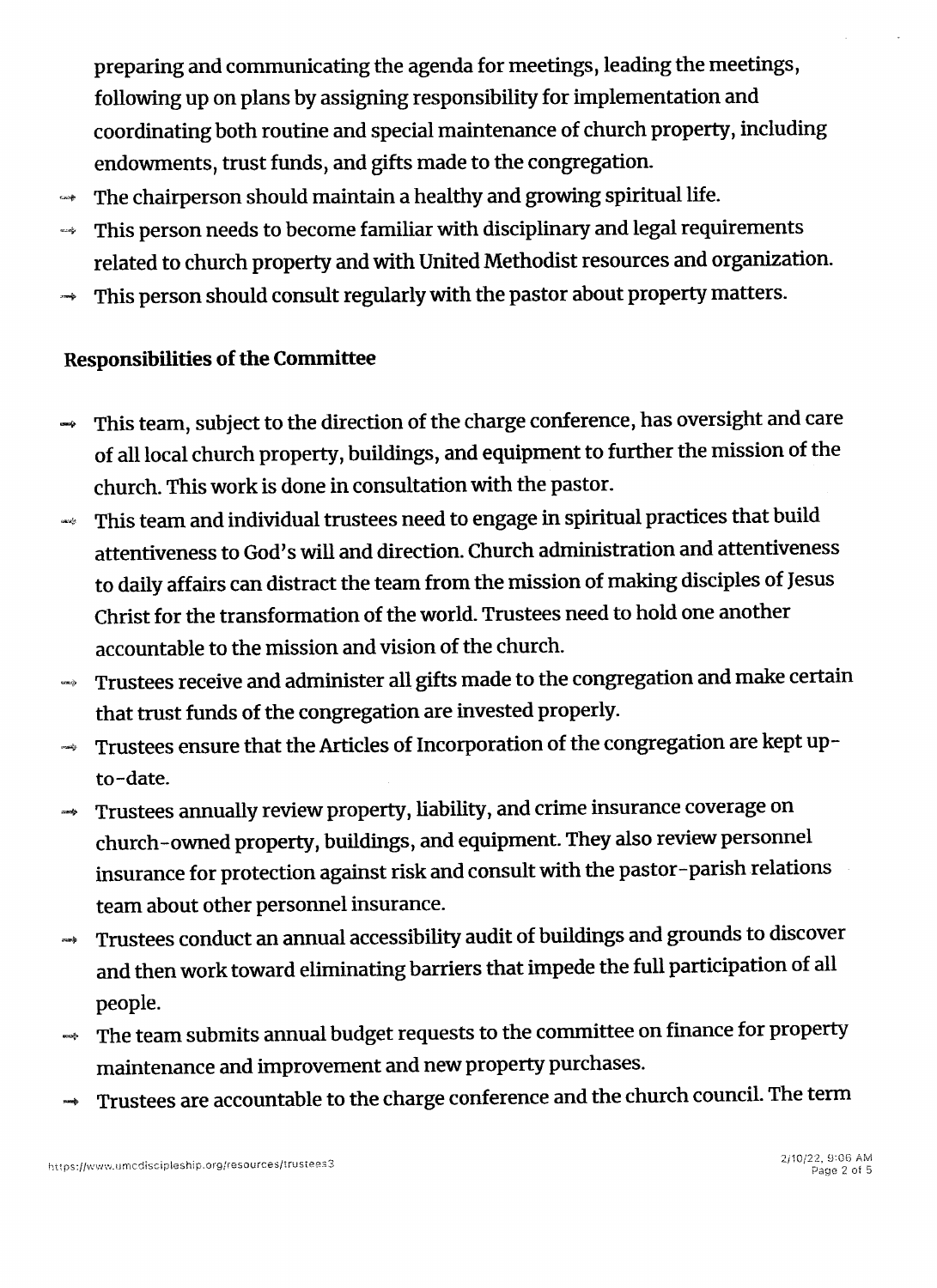preparing and communicating the agenda for meetings, leading the meetings, following up on plans by assigning responsibility for implementation and coordinating both routine and special maintenance of church property, including endowments, trust funds, and gifts made to the congregation.

- The chairperson should maintain a healthy and growing spiritual life.
- This person needs to become familiar with disciplinary and legal requirements related to church property and with United Methodist resources and organization.
- This person should consult regularly with the pastor about property matters.

**Responsibilities of the Committee**

- This team, subject to the direction of the charge conference, has oversight and care of all local church property, buildings, and equipment to further the mission of the church. This work is done in consultation with the pastor.
- This team and individual trustees need to engage in spiritual practices that build attentiveness to God's will and direction. Church administration and attentiveness to daily affairs can distract the team from the mission of making disciples of Jesus Christ for the transformation of the world. Trustees need to hold one another accountable to the mission and vision of the church.
- Trustees receive and administer all gifts made to the congregation and make certain that trust funds of the congregation are invested properly.
- Trustees ensure that the Articles of Incorporation of the congregation are kept up-to-date.
- Trustees annually review property, liability, and crime insurance coverage on church-owned property, buildings, and equipment. They also review personnel insurance for protection against risk and consult with the pastor-parish relations team about other personnel insurance.
- Trustees conduct an annual accessibility audit of buildings and grounds to discover and then work toward eliminating barriers that impede the full participation of all people.
- The team submits annual budget requests to the committee on finance for property maintenance and improvement and new property purchases.
- Trustees are accountable to the charge conference and the church council. The term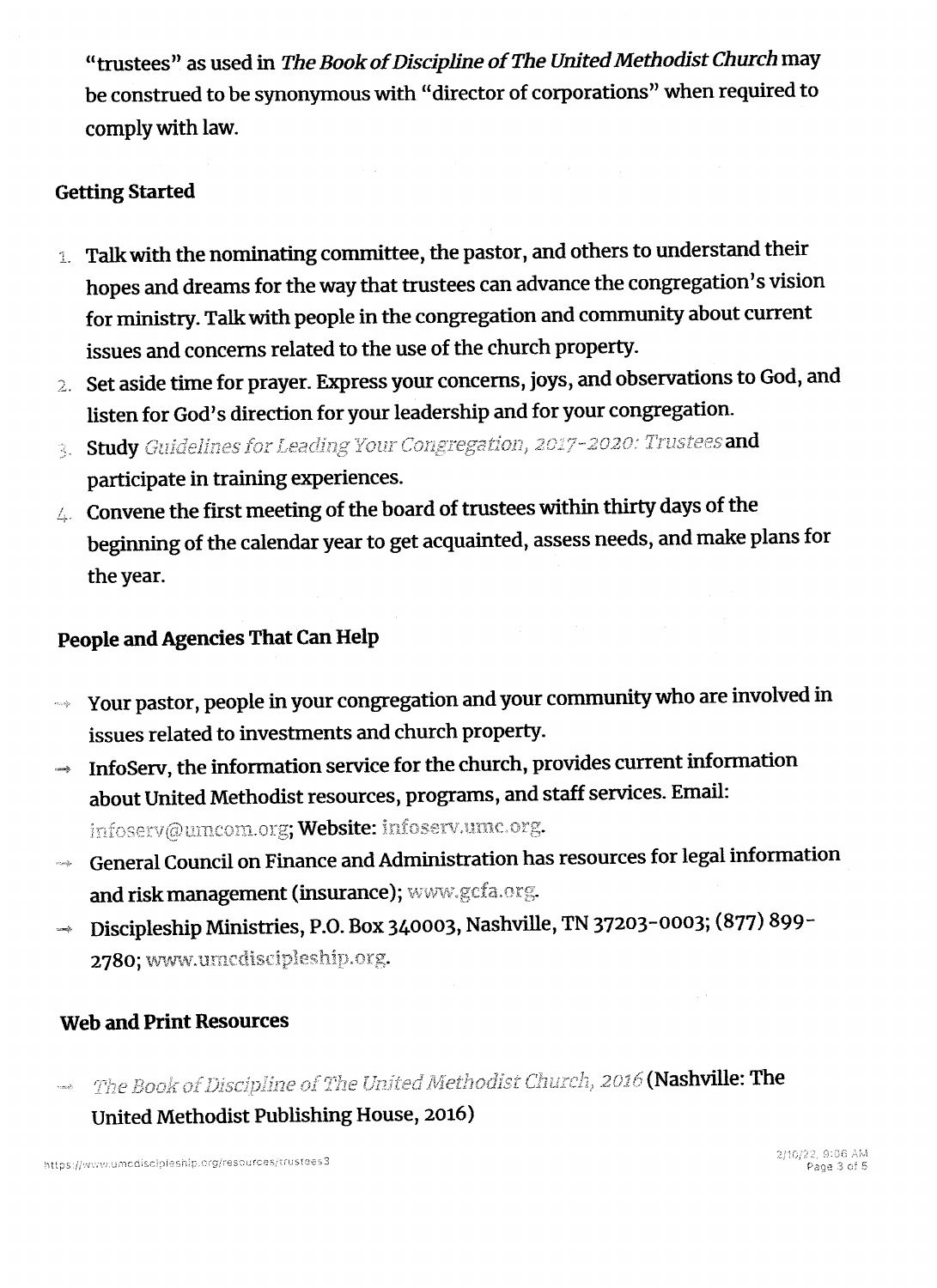"trustees" as used in *The Book of Discipline of The United Methodist Church* may be construed to be synonymous with "director of corporations" when required to comply with law.

### Getting Started

1. Talk with the nominating committee, the pastor, and others to understand their hopes and dreams for the way that trustees can advance the congregation's vision for ministry. Talk with people in the congregation and community about current issues and concerns related to the use of the church property.
2. Set aside time for prayer. Express your concerns, joys, and observations to God, and listen for God's direction for your leadership and for your congregation.
3. Study *Guidelines for Leading Your Congregation, 2017-2020: Trustees* and participate in training experiences.
4. Convene the first meeting of the board of trustees within thirty days of the beginning of the calendar year to get acquainted, assess needs, and make plans for the year.

### People and Agencies That Can Help

- Your pastor, people in your congregation and your community who are involved in issues related to investments and church property.
- InfoServ, the information service for the church, provides current information about United Methodist resources, programs, and staff services. Email: infoserv@umcom.org; Website: infoserv.umc.org.
- General Council on Finance and Administration has resources for legal information and risk management (insurance); www.gcfa.org.
- Discipleship Ministries, P.O. Box 340003, Nashville, TN 37203-0003; (877) 899-2780; www.umcdiscipleship.org.

### Web and Print Resources

- *The Book of Discipline of The United Methodist Church, 2016* (Nashville: The United Methodist Publishing House, 2016)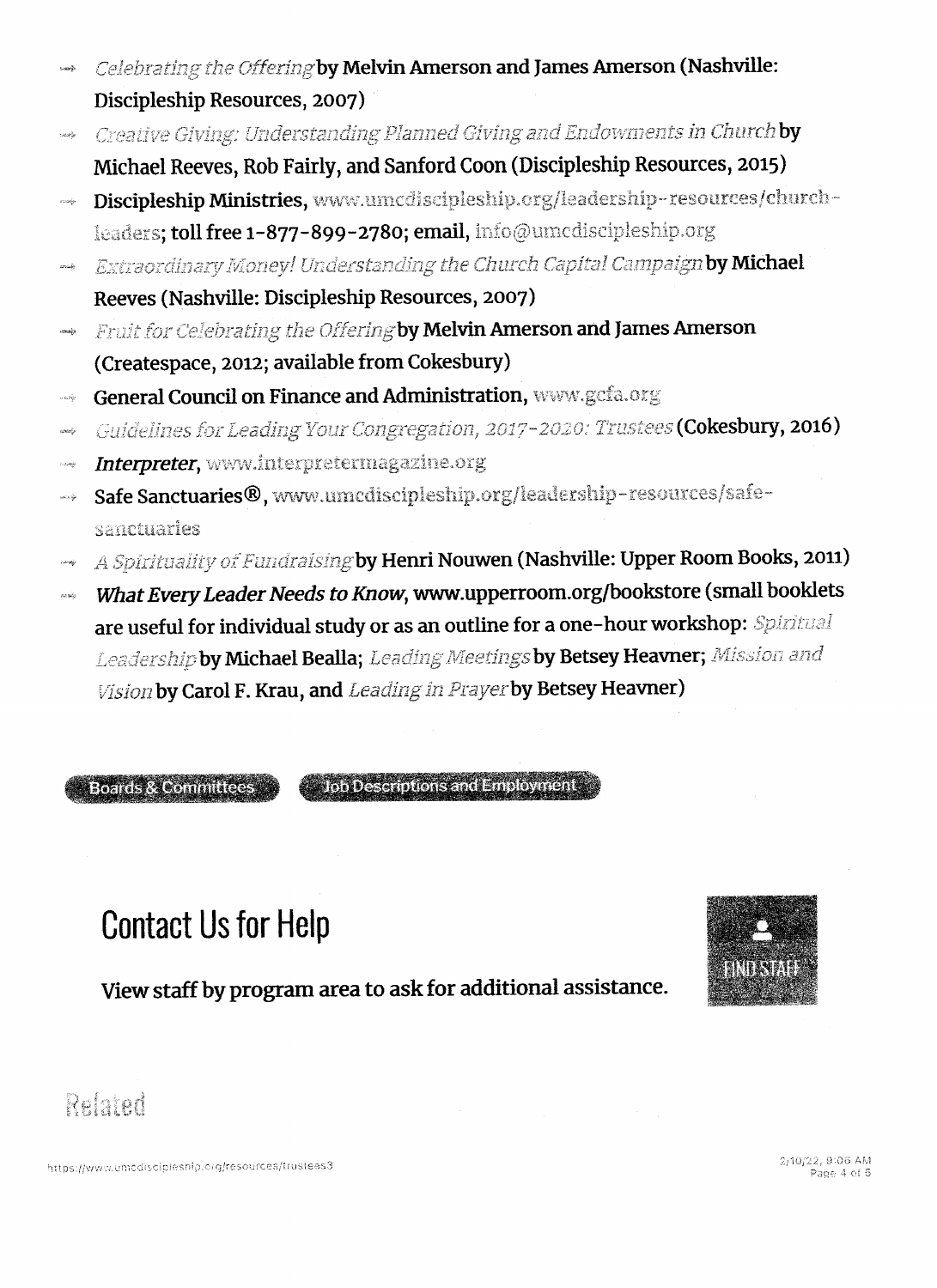- *Celebrating the Offering* by **Melvin Amerson and James Amerson (Nashville: Discipleship Resources, 2007)**
- *Creative Giving: Understanding Planned Giving and Endowments in Church* by **Michael Reeves, Rob Fairly, and Sanford Coon (Discipleship Resources, 2015)**
- **Discipleship Ministries,** www.umcdiscipleship.org/leadership-resources/church-leaders; **toll free 1-877-899-2780; email,** info@umcdiscipleship.org
- *Extraordinary Money! Understanding the Church Capital Campaign* by **Michael Reeves (Nashville: Discipleship Resources, 2007)**
- *Fruit for Celebrating the Offering* by **Melvin Amerson and James Amerson (Createspace, 2012; available from Cokesbury)**
- **General Council on Finance and Administration,** www.gcfa.org
- *Guidelines for Leading Your Congregation, 2017-2020: Trustees* **(Cokesbury, 2016)**
- ***Interpreter*,** www.interpretermagazine.org
- **Safe Sanctuaries®,** www.umcdiscipleship.org/leadership-resources/safe-sanctuaries
- *A Spirituality of Fundraising* by **Henri Nouwen (Nashville: Upper Room Books, 2011)**
- ***What Every Leader Needs to Know*, www.upperroom.org/bookstore (small booklets are useful for individual study or as an outline for a one-hour workshop:** *Spiritual Leadership* **by Michael Bealla;** *Leading Meetings* **by Betsey Heavner;** *Mission and Vision* **by Carol F. Krau, and** *Leading in Prayer* **by Betsey Heavner)**

Boards & Committees | Job Descriptions and Employment

## Contact Us for Help

**View staff by program area to ask for additional assistance.**

FIND STAFF

## Related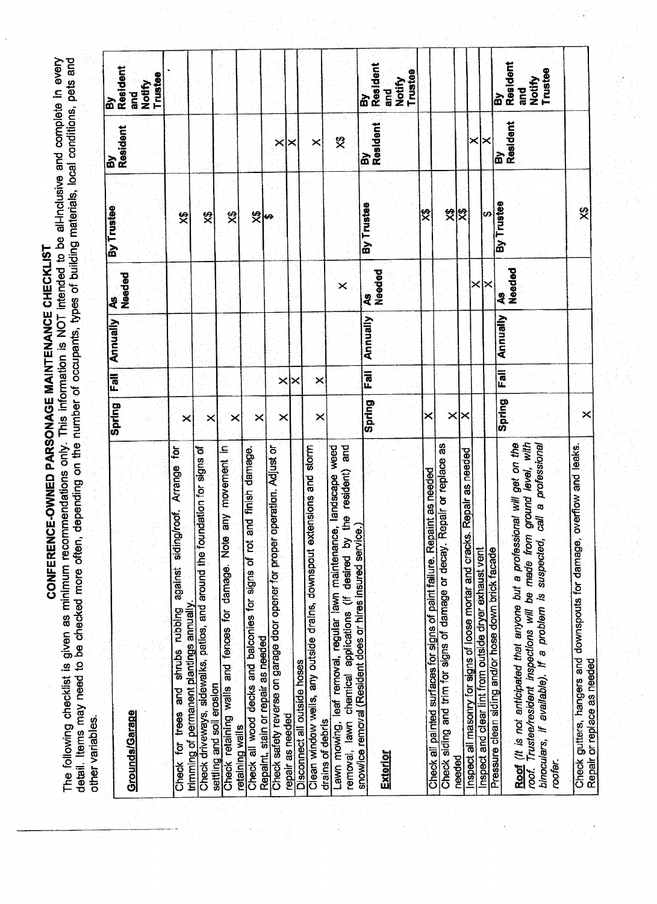# CONFERENCE-OWNED PARSONAGE MAINTENANCE CHECKLIST

The following checklist is given as minimum recommendations only. This information is NOT intended to be all-inclusive and complete in every detail. Items may need to be checked more often, depending on the number of occupants, types of building materials, local conditions, pets and other variables.

| **Grounds/Garage** | Spring | Fall | Annually | As Needed | By Trustee | By Resident | By Resident and Notify Trustee |
|---|---|---|---|---|---|---|---|
| Check for trees and shrubs rubbing against siding/roof. Arrange for trimming of permanent plantings annually. | X | | | | X$ | | |
| Check driveways, sidewalks, patios, and around the foundation for signs of settling and soil erosion | X | | | | X$ | | |
| Check retaining walls and fences for damage. Note any movement in retaining walls | X | | | | X$ | | |
| Check all wood decks and balconies for signs of rot and finish damage. Repaint, stain or repair as needed | X | | | | X$ | | |
| Check safety reverse on garage door opener for proper operation. Adjust or repair as needed | X | X | | | $ | X | |
| Disconnect all outside hoses | | X | | | | X | |
| Clean window wells, any outside drains, downspout extensions and storm drains of debris | X | X | | | | X | |
| Lawn mowing, leaf removal, regular lawn maintenance, landscape weed removal, lawn chemical applications (if desired by the resident) and snow/ice removal (Resident does or hires insured service.) | | | | X | | X$ | |
| **Exterior** | **Spring** | **Fall** | **Annually** | **As Needed** | **By Trustee** | **By Resident** | **By Resident and Notify Trustee** |
| Check all painted surfaces for signs of paint failure. Repaint as needed | X | | | | X$ | | |
| Check siding and trim for signs of damage or decay. Repair or replace as needed | X | | | | X$ | | |
| Inspect all masonry for signs of loose mortar and cracks. Repair as needed | X | | | | X$ | | |
| Inspect and clear lint from outside dryer exhaust vent | | | | X | | X | |
| Pressure clean siding and/or hose down brick facade | | | | X | $ | X | |
| **Roof** *(It is not anticipated that anyone but a professional will get on the roof. Trustee/resident inspections will be made from ground level, with binoculars, if available). If a problem is suspected, call a professional roofer.* | **Spring** | **Fall** | **Annually** | **As Needed** | **By Trustee** | **By Resident** | **By Resident and Notify Trustee** |
| Check gutters, hangers and downspouts for damage, overflow and leaks. Repair or replace as needed | X | | | | X$ | | |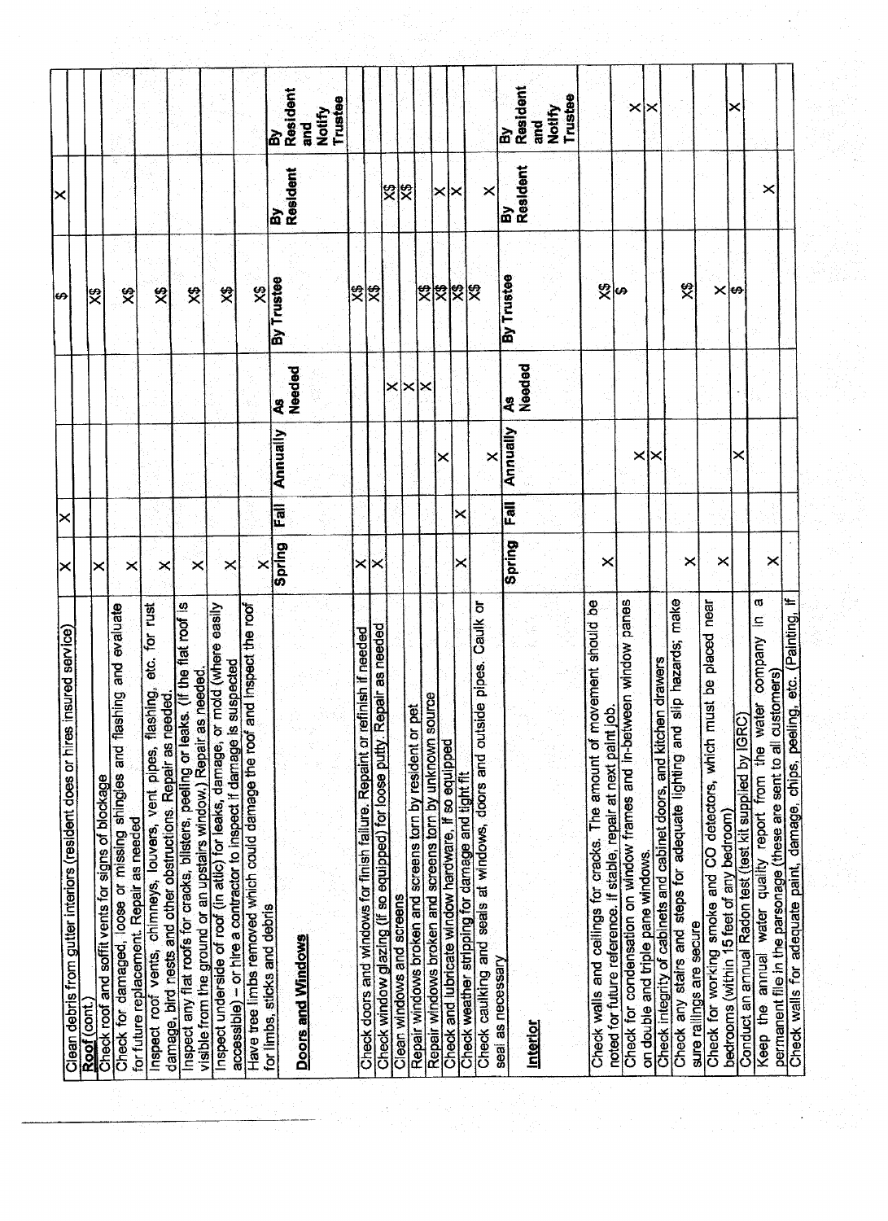| Task | Spring | Fall | Annually | As Needed | By Trustee | By Resident | By Resident and Notify Trustee |
|---|---|---|---|---|---|---|---|
| Clean debris from gutter interiors (resident does or hires insured service) | X | X | | | $ | X | |
| **Roof (cont.)** | | | | | | | |
| Check roof and soffit vents for signs of blockage | X | | | | X$ | | |
| Check for damaged, loose or missing shingles and flashing and evaluate for future replacement. Repair as needed | X | | | | X$ | | |
| Inspect roof vents, chimneys, louvers, vent pipes, flashing, etc. for rust damage, bird nests and other obstructions. Repair as needed. | X | | | | X$ | | |
| Inspect any flat roofs for cracks, blisters, peeling or leaks. (If the flat roof is visible from the ground or an upstairs window.) Repair as needed. | X | | | | X$ | | |
| Inspect underside of roof (in attic) for leaks, damage, or mold (where easily accessible) – or hire a contractor to inspect if damage is suspected | X | | | | X$ | | |
| Have tree limbs removed which could damage the roof and inspect the roof for limbs, sticks and debris | X | | | | X$ | | |
| **Doors and Windows** | **Spring** | **Fall** | **Annually** | **As Needed** | **By Trustee** | **By Resident** | **By Resident and Notify Trustee** |
| Check doors and windows for finish failure. Repaint or refinish if needed | X | | | | X$ | | |
| Check window glazing (if so equipped) for loose putty. Repair as needed | X | | | | X$ | | |
| Clean windows and screens | | | | X | | X$ | |
| Repair windows broken and screens torn by resident or pet | | | | X | | X$ | |
| Repair windows broken and screens torn by unknown source | | | | X | X$ | | |
| Check and lubricate window hardware, if so equipped | | | X | | X$ | X | |
| Check weather stripping for damage and tight fit | X | X | | | X$ | X | |
| Check caulking and seals at windows, doors and outside pipes. Caulk or seal as necessary | | | X | | X$ | X | |
| **Interior** | **Spring** | **Fall** | **Annually** | **As Needed** | **By Trustee** | **By Resident** | **By Resident and Notify Trustee** |
| Check walls and ceilings for cracks. The amount of movement should be noted for future reference. If stable, repair at next paint job. | X | | | | X$ | | |
| Check for condensation on window frames and in-between window panes on double and triple pane windows. | | | X | | $ | | X |
| Check integrity of cabinets and cabinet doors, and kitchen drawers | | | X | | | | X |
| Check any stairs and steps for adequate lighting and slip hazards; make sure railings are secure | X | | | | X$ | | |
| Check for working smoke and CO detectors, which must be placed near bedrooms (within 15 feet of any bedroom) | X | | | | X | | |
| Conduct an annual Radon test (test kit supplied by IGRC) | | | X | | $ | | X |
| Keep the annual water quality report from the water company in a permanent file in the parsonage (these are sent to all customers) | X | | | | | X | |
| Check walls for adequate paint, damage, chips, peeling, etc. (Painting, if | | | | | | | |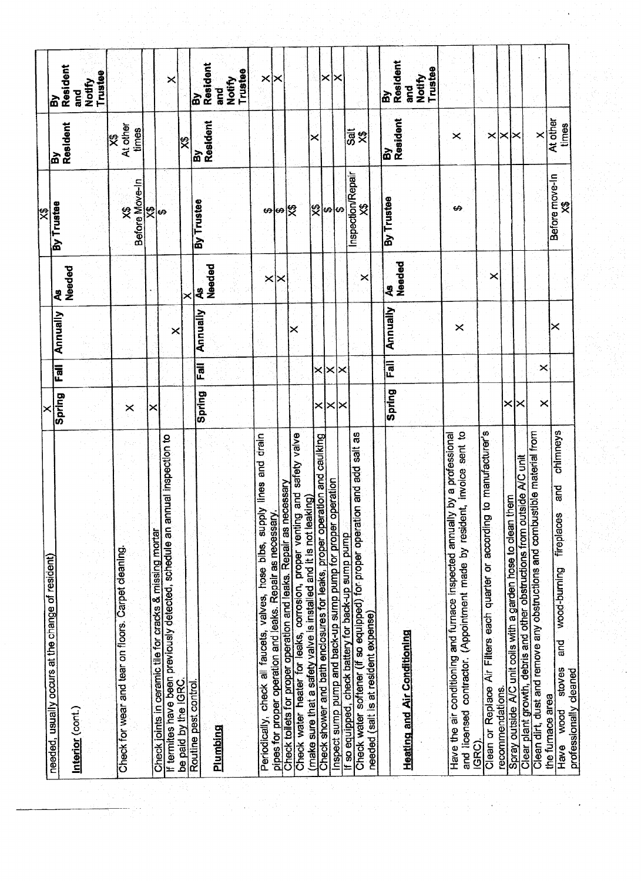| needed, usually occurs at the change of resident) | X | | | | X$ | | |
|---|---|---|---|---|---|---|---|
| **Interior** (cont.) | **Spring** | **Fall** | **Annually** | **As Needed** | **By Trustee** | **By Resident** | **By Resident and Notify Trustee** |
| Check for wear and tear on floors. Carpet cleaning. | X | | | | X$ Before Move-In | X$ At other times | |
| Check joints in ceramic tile for cracks & missing mortar | X | | | | X$ | | |
| If termites have been previously detected, schedule an annual inspection to be paid by the IGRC. | | | X | | $ | | X |
| Routine pest control. | | | | X | | X$ | |
| **Plumbing** | **Spring** | **Fall** | **Annually** | **As Needed** | **By Trustee** | **By Resident** | **By Resident and Notify Trustee** |
| Periodically, check all faucets, valves, hose bibs, supply lines and drain pipes for proper operation and leaks. Repair as necessary. | | | | X | $ | | X |
| Check toilets for proper operation and leaks. Repair as necessary | | | | X | $ | | X |
| Check water heater for leaks, corrosion, proper venting and safety valve (make sure that a safety valve is installed and it is not leaking) | | | X | | X$ | | |
| Check shower and bath enclosures for leaks, proper operation and caulking | X | X | | | X$ | X | X |
| Inspect sump pump and back-up sump pump for proper operation | X | X | | | $ | | X |
| If so equipped, check battery for back-up sump pump | X | X | | | $ | | |
| Check water softener (if so equipped) for proper operation and add salt as needed (salt is at resident expense) | | | | X | Inspection/Repair X$ | Salt X$ | |
| **Heating and Air Conditioning** | **Spring** | **Fall** | **Annually** | **As Needed** | **By Trustee** | **By Resident** | **By Resident and Notify Trustee** |
| Have the air conditioning and furnace inspected annually by a professional and licensed contractor. (Appointment made by resident, invoice sent to IGRC). | | | X | | $ | X | |
| Clean or Replace Air Filters each quarter or according to manufacturer's recommendations. | | | | X | | X | |
| Spray outside A/C unit coils with a garden hose to clean them | X | | | | | X | |
| Clear plant growth, debris and other obstructions from outside A/C unit | X | | | | | X | |
| Clean dirt, dust and remove any obstructions and combustible material from the furnace area | X | X | | | | X | |
| Have wood stoves and wood-burning fireplaces and chimneys professionally cleaned | | | X | | Before move-in X$ | At other times | |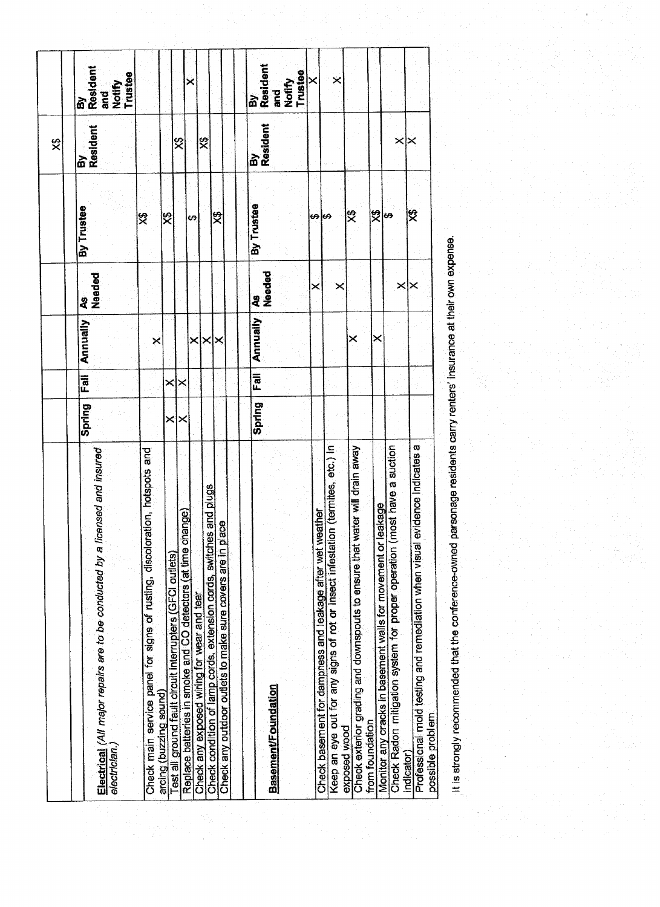| | | | | | | | |
|---|---|---|---|---|---|---|---|
| | | | | | | X$ | |
| **Electrical** *(All major repairs are to be conducted by a licensed and insured electrician.)* | Spring | Fall | Annually | As Needed | By Trustee | By Resident | By Resident and Notify Trustee |
| Check main service panel for signs of rusting, discoloration, hotspots and arcing (buzzing sound) | | | X | | X$ | | |
| Test all ground fault circuit interrupters (GFCI outlets) | X | X | | | X$ | | |
| Replace batteries in smoke and CO detectors (at time change) | X | X | | | | X$ | |
| Check any exposed wiring for wear and tear | | | X | | $ | | X |
| Check condition of lamp cords, extension cords, switches and plugs | | | X | | | X$ | |
| Check any outdoor outlets to make sure covers are in place | | | X | | X$ | | |
| | | | | | | | |
| **Basement/Foundation** | Spring | Fall | Annually | As Needed | By Trustee | By Resident | By Resident and Notify Trustee |
| Check basement for dampness and leakage after wet weather | | | | X | $ | | X |
| Keep an eye out for any signs of rot or insect infestation (termites, etc.) in exposed wood | | | | X | $ | | X |
| Check exterior grading and downspouts to ensure that water will drain away from foundation | | | X | | X$ | | |
| Monitor any cracks in basement walls for movement or leakage | | | X | | X$ | | |
| Check Radon mitigation system for proper operation (most have a suction indicator) | | | | X | $ | X | |
| Professional mold testing and remediation when visual evidence indicates a possible problem | | | | X | X$ | X | |

It is strongly recommended that the conference-owned parsonage residents carry renters' insurance at their own expense.